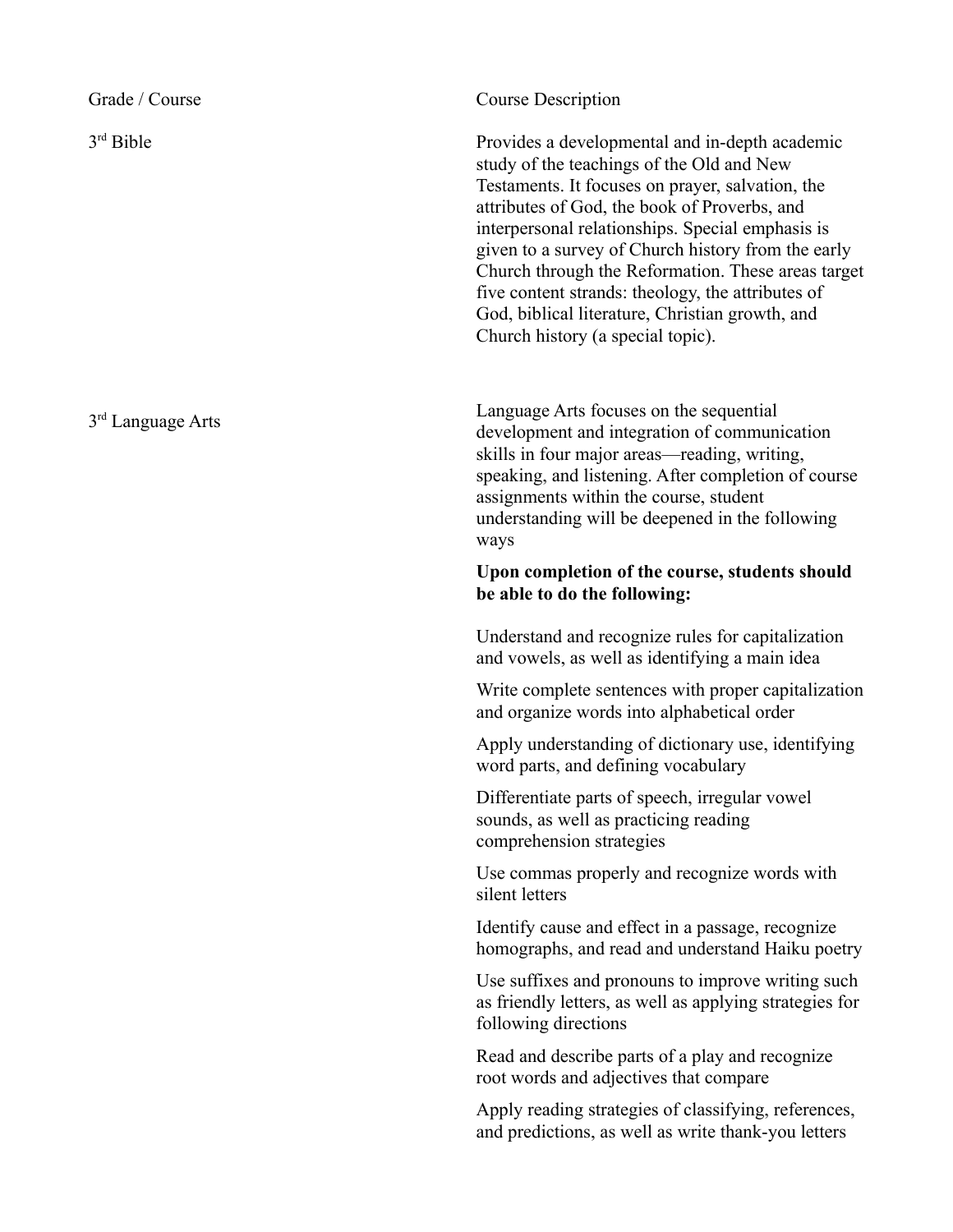| Grade / Course | Course Description |
| --- | --- |
| 3rd Bible | Provides a developmental and in-depth academic study of the teachings of the Old and New Testaments. It focuses on prayer, salvation, the attributes of God, the book of Proverbs, and interpersonal relationships. Special emphasis is given to a survey of Church history from the early Church through the Reformation. These areas target five content strands: theology, the attributes of God, biblical literature, Christian growth, and Church history (a special topic). |
| 3rd Language Arts | Language Arts focuses on the sequential development and integration of communication skills in four major areas—reading, writing, speaking, and listening. After completion of course assignments within the course, student understanding will be deepened in the following ways<br><br>**Upon completion of the course, students should be able to do the following:**<br><br>Understand and recognize rules for capitalization and vowels, as well as identifying a main idea<br><br>Write complete sentences with proper capitalization and organize words into alphabetical order<br><br>Apply understanding of dictionary use, identifying word parts, and defining vocabulary<br><br>Differentiate parts of speech, irregular vowel sounds, as well as practicing reading comprehension strategies<br><br>Use commas properly and recognize words with silent letters<br><br>Identify cause and effect in a passage, recognize homographs, and read and understand Haiku poetry<br><br>Use suffixes and pronouns to improve writing such as friendly letters, as well as applying strategies for following directions<br><br>Read and describe parts of a play and recognize root words and adjectives that compare<br><br>Apply reading strategies of classifying, references, and predictions, as well as write thank-you letters |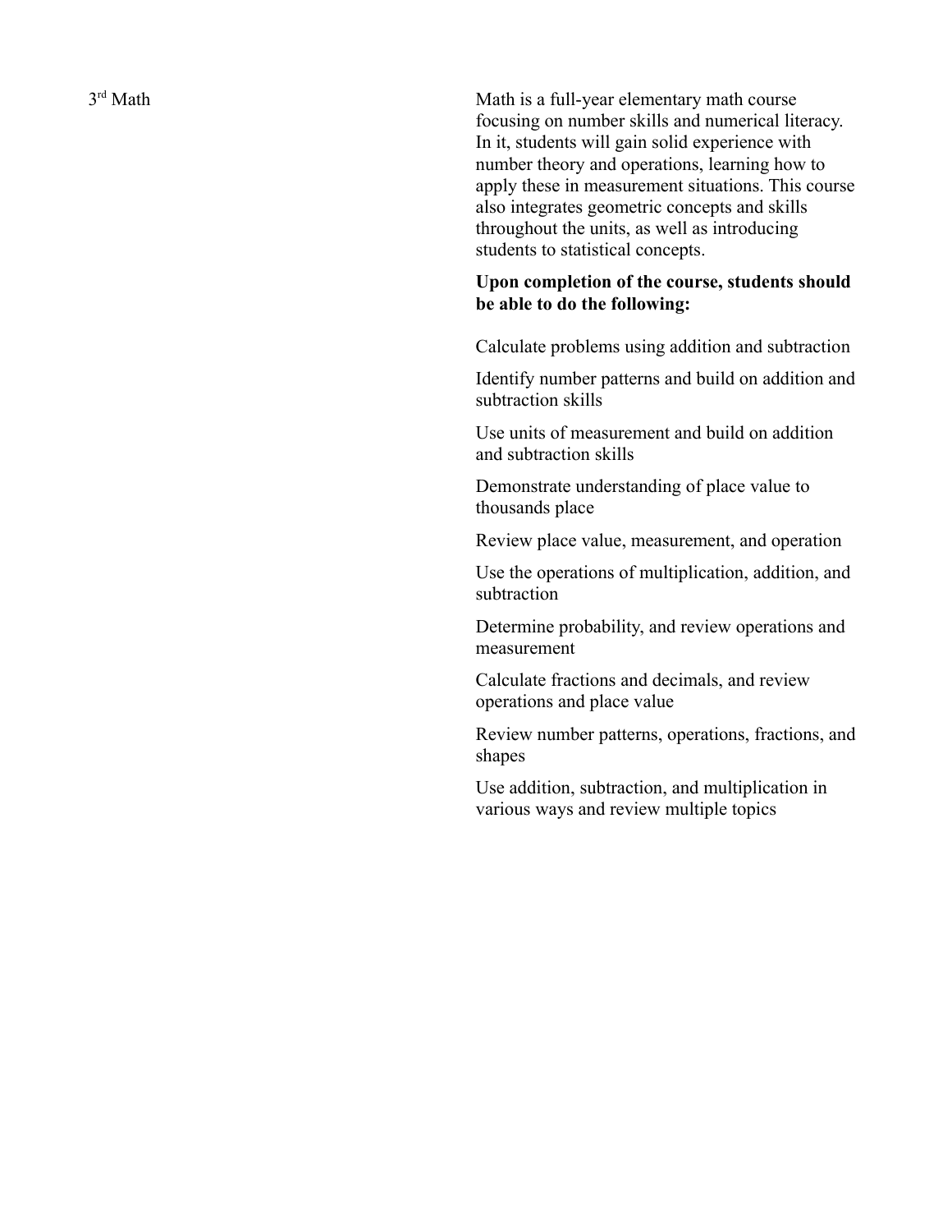3rd Math

Math is a full-year elementary math course focusing on number skills and numerical literacy. In it, students will gain solid experience with number theory and operations, learning how to apply these in measurement situations. This course also integrates geometric concepts and skills throughout the units, as well as introducing students to statistical concepts.

**Upon completion of the course, students should be able to do the following:**

Calculate problems using addition and subtraction

Identify number patterns and build on addition and subtraction skills

Use units of measurement and build on addition and subtraction skills

Demonstrate understanding of place value to thousands place

Review place value, measurement, and operation

Use the operations of multiplication, addition, and subtraction

Determine probability, and review operations and measurement

Calculate fractions and decimals, and review operations and place value

Review number patterns, operations, fractions, and shapes

Use addition, subtraction, and multiplication in various ways and review multiple topics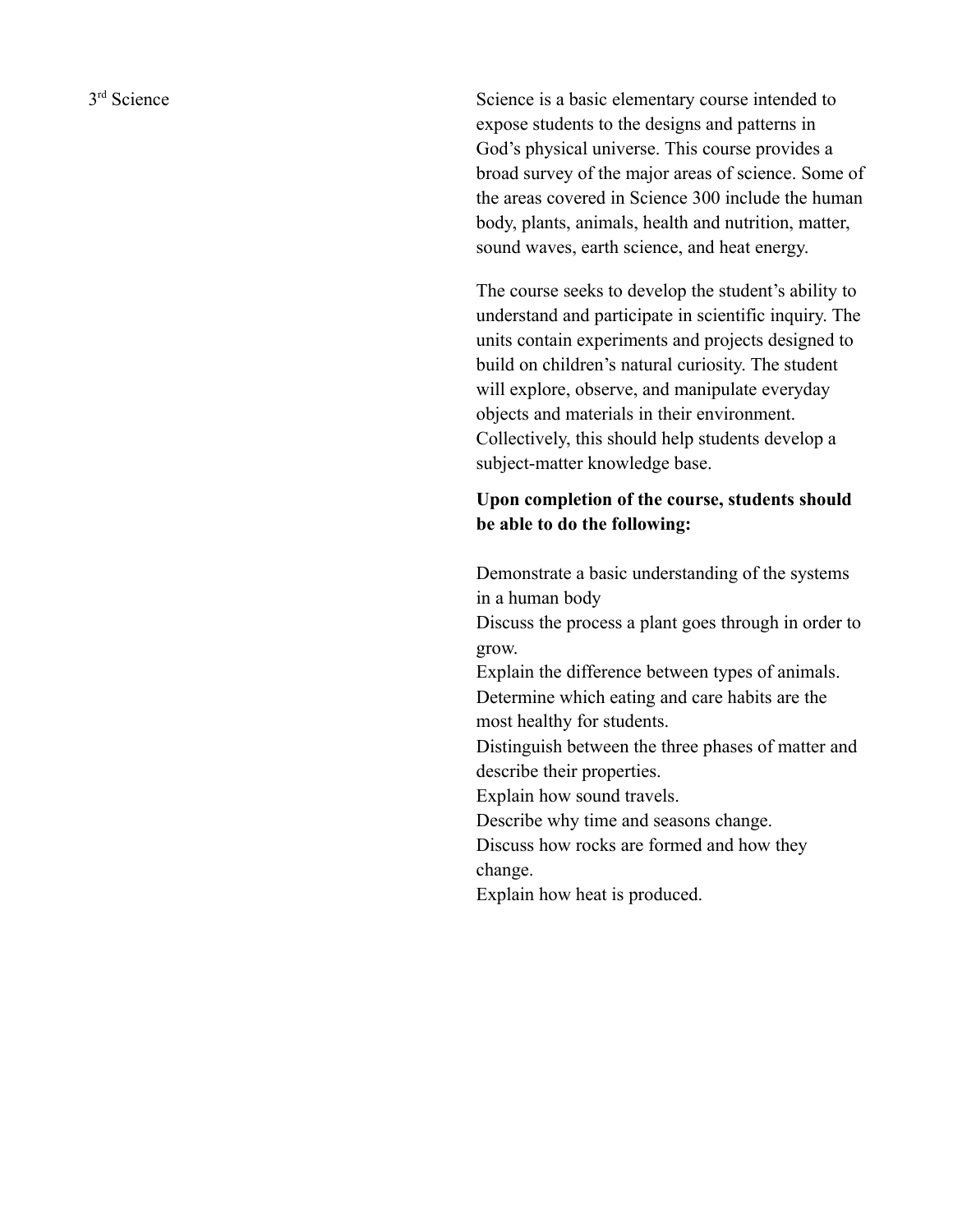3rd Science

Science is a basic elementary course intended to expose students to the designs and patterns in God's physical universe. This course provides a broad survey of the major areas of science. Some of the areas covered in Science 300 include the human body, plants, animals, health and nutrition, matter, sound waves, earth science, and heat energy.

The course seeks to develop the student's ability to understand and participate in scientific inquiry. The units contain experiments and projects designed to build on children's natural curiosity. The student will explore, observe, and manipulate everyday objects and materials in their environment. Collectively, this should help students develop a subject-matter knowledge base.

**Upon completion of the course, students should be able to do the following:**

Demonstrate a basic understanding of the systems in a human body
Discuss the process a plant goes through in order to grow.
Explain the difference between types of animals.
Determine which eating and care habits are the most healthy for students.
Distinguish between the three phases of matter and describe their properties.
Explain how sound travels.
Describe why time and seasons change.
Discuss how rocks are formed and how they change.
Explain how heat is produced.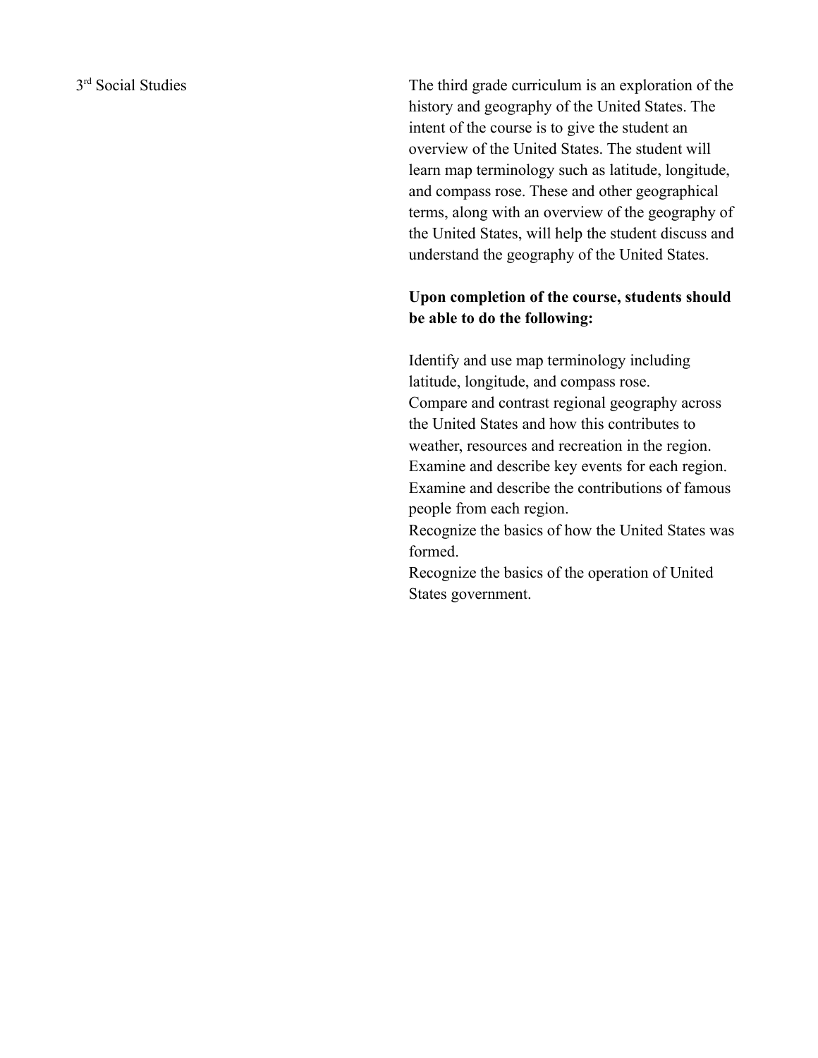3rd Social Studies

The third grade curriculum is an exploration of the history and geography of the United States. The intent of the course is to give the student an overview of the United States. The student will learn map terminology such as latitude, longitude, and compass rose. These and other geographical terms, along with an overview of the geography of the United States, will help the student discuss and understand the geography of the United States.

**Upon completion of the course, students should be able to do the following:**

Identify and use map terminology including latitude, longitude, and compass rose.
Compare and contrast regional geography across the United States and how this contributes to weather, resources and recreation in the region.
Examine and describe key events for each region.
Examine and describe the contributions of famous people from each region.
Recognize the basics of how the United States was formed.
Recognize the basics of the operation of United States government.